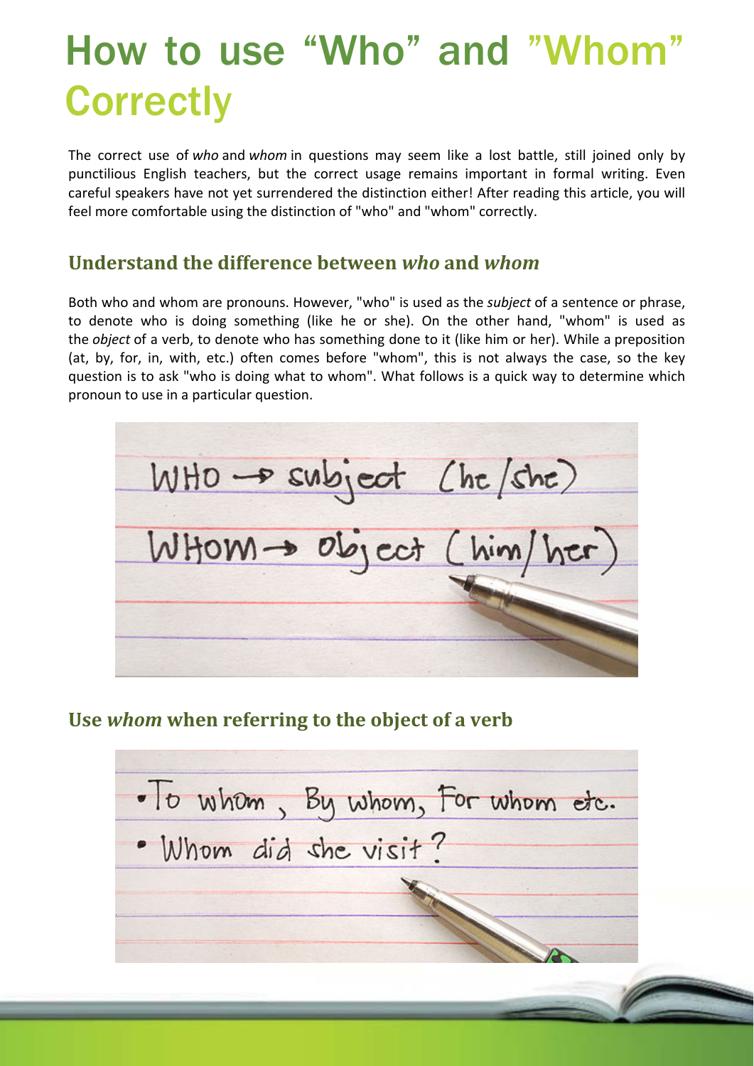# How to use "Who" and "Whom" Correctly

The correct use of *who* and *whom* in questions may seem like a lost battle, still joined only by punctilious English teachers, but the correct usage remains important in formal writing. Even careful speakers have not yet surrendered the distinction either! After reading this article, you will feel more comfortable using the distinction of "who" and "whom" correctly.

## Understand the difference between *who* and *whom*

Both who and whom are pronouns. However, "who" is used as the *subject* of a sentence or phrase, to denote who is doing something (like he or she). On the other hand, "whom" is used as the *object* of a verb, to denote who has something done to it (like him or her). While a preposition (at, by, for, in, with, etc.) often comes before "whom", this is not always the case, so the key question is to ask "who is doing what to whom". What follows is a quick way to determine which pronoun to use in a particular question.

## Use *whom* when referring to the object of a verb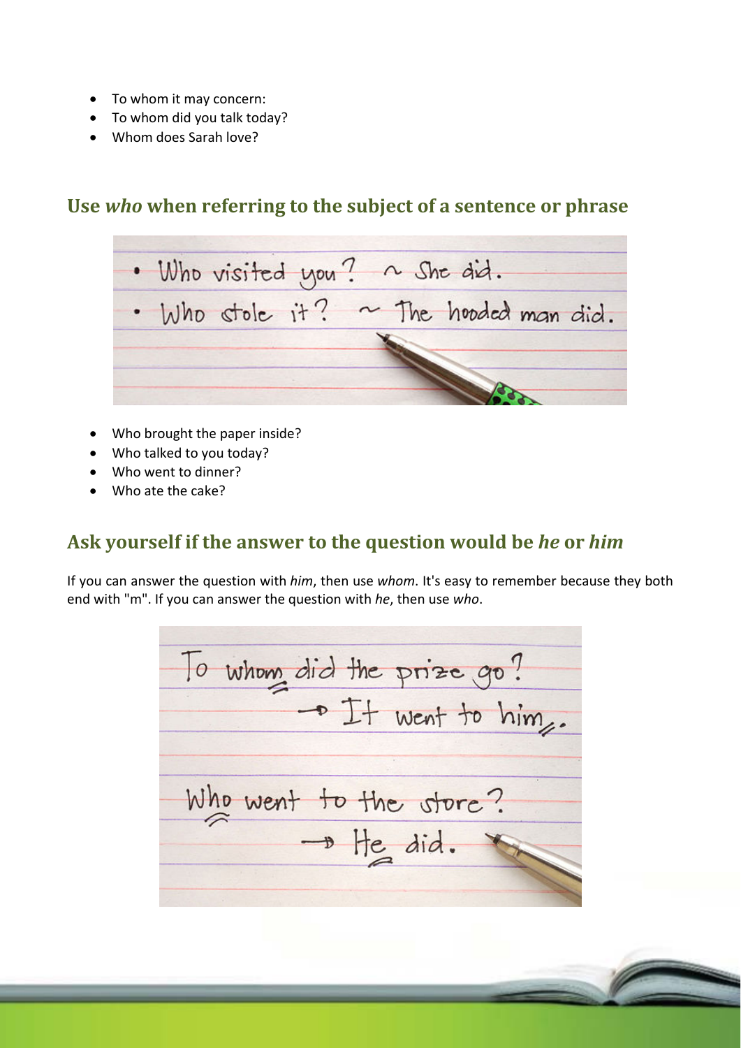- To whom it may concern:
- To whom did you talk today?
- Whom does Sarah love?

## Use *who* when referring to the subject of a sentence or phrase

- Who brought the paper inside?
- Who talked to you today?
- Who went to dinner?
- Who ate the cake?

## Ask yourself if the answer to the question would be *he* or *him*

If you can answer the question with *him*, then use *whom*. It's easy to remember because they both end with "m". If you can answer the question with *he*, then use *who*.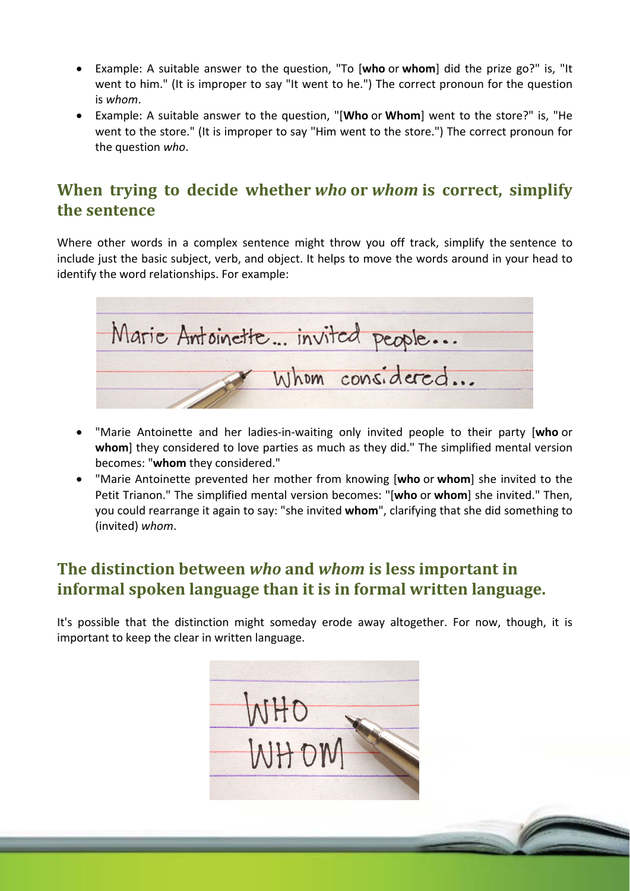- Example: A suitable answer to the question, "To [**who** or **whom**] did the prize go?" is, "It went to him." (It is improper to say "It went to he.") The correct pronoun for the question is *whom*.
- Example: A suitable answer to the question, "[**Who** or **Whom**] went to the store?" is, "He went to the store." (It is improper to say "Him went to the store.") The correct pronoun for the question *who*.

## When trying to decide whether *who* or *whom* is correct, simplify the sentence

Where other words in a complex sentence might throw you off track, simplify the sentence to include just the basic subject, verb, and object. It helps to move the words around in your head to identify the word relationships. For example:

- "Marie Antoinette and her ladies-in-waiting only invited people to their party [**who** or **whom**] they considered to love parties as much as they did." The simplified mental version becomes: "**whom** they considered."
- "Marie Antoinette prevented her mother from knowing [**who** or **whom**] she invited to the Petit Trianon." The simplified mental version becomes: "[**who** or **whom**] she invited." Then, you could rearrange it again to say: "she invited **whom**", clarifying that she did something to (invited) *whom*.

## The distinction between *who* and *whom* is less important in informal spoken language than it is in formal written language.

It's possible that the distinction might someday erode away altogether. For now, though, it is important to keep the clear in written language.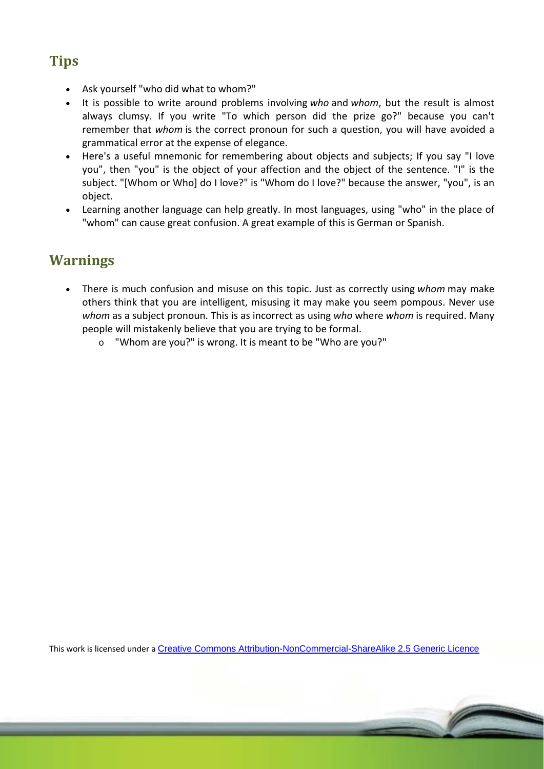## Tips

- Ask yourself "who did what to whom?"
- It is possible to write around problems involving *who* and *whom*, but the result is almost always clumsy. If you write "To which person did the prize go?" because you can't remember that *whom* is the correct pronoun for such a question, you will have avoided a grammatical error at the expense of elegance.
- Here's a useful mnemonic for remembering about objects and subjects; If you say "I love you", then "you" is the object of your affection and the object of the sentence. "I" is the subject. "[Whom or Who] do I love?" is "Whom do I love?" because the answer, "you", is an object.
- Learning another language can help greatly. In most languages, using "who" in the place of "whom" can cause great confusion. A great example of this is German or Spanish.

## Warnings

- There is much confusion and misuse on this topic. Just as correctly using *whom* may make others think that you are intelligent, misusing it may make you seem pompous. Never use *whom* as a subject pronoun. This is as incorrect as using *who* where *whom* is required. Many people will mistakenly believe that you are trying to be formal.
  - "Whom are you?" is wrong. It is meant to be "Who are you?"

This work is licensed under a Creative Commons Attribution-NonCommercial-ShareAlike 2.5 Generic Licence